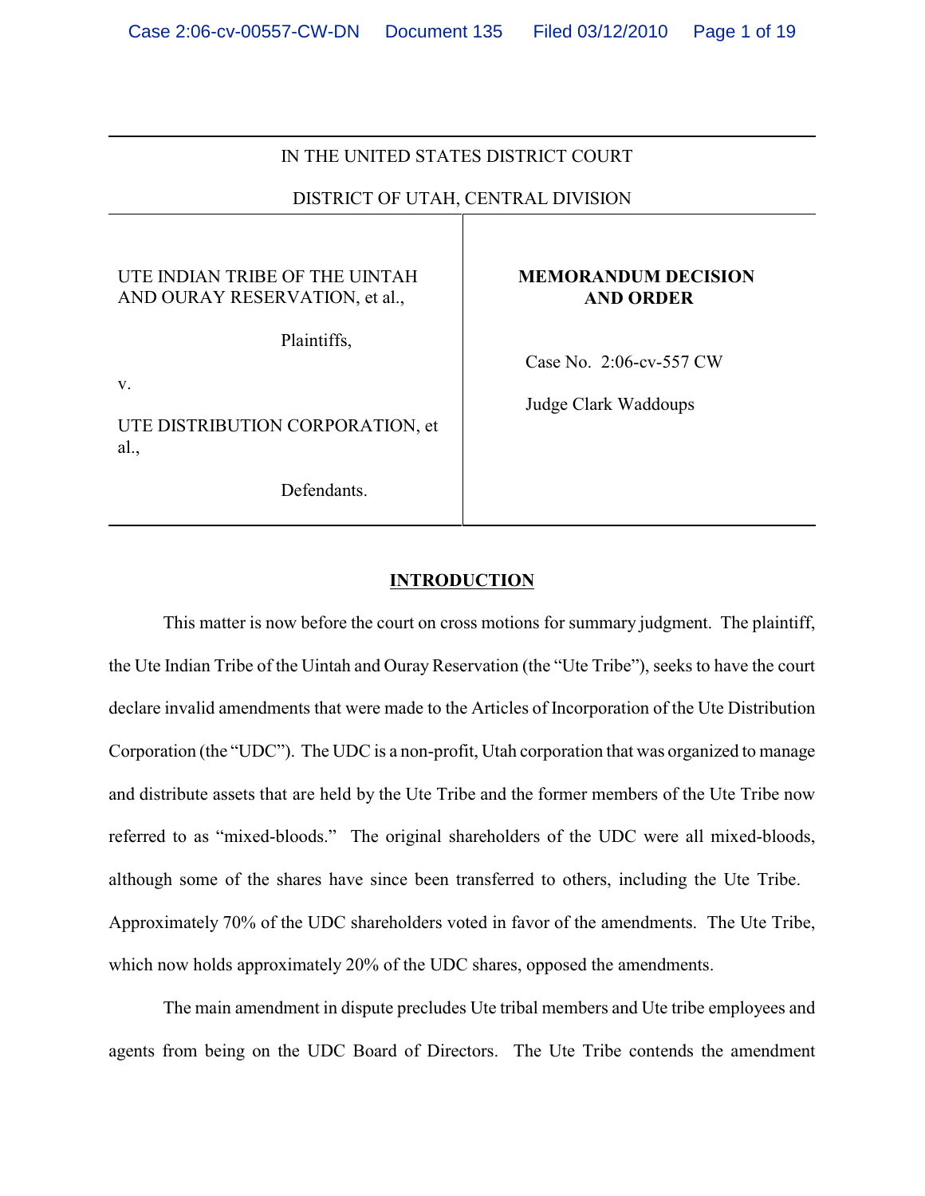IN THE UNITED STATES DISTRICT COURT

DISTRICT OF UTAH, CENTRAL DIVISION

| | |
|---|---|
| UTE INDIAN TRIBE OF THE UINTAH AND OURAY RESERVATION, et al., <br><br> Plaintiffs, <br><br> v. <br><br> UTE DISTRIBUTION CORPORATION, et al., <br><br> Defendants. | **MEMORANDUM DECISION AND ORDER** <br><br> Case No. 2:06-cv-557 CW <br><br> Judge Clark Waddoups |

## INTRODUCTION

This matter is now before the court on cross motions for summary judgment. The plaintiff, the Ute Indian Tribe of the Uintah and Ouray Reservation (the "Ute Tribe"), seeks to have the court declare invalid amendments that were made to the Articles of Incorporation of the Ute Distribution Corporation (the "UDC"). The UDC is a non-profit, Utah corporation that was organized to manage and distribute assets that are held by the Ute Tribe and the former members of the Ute Tribe now referred to as "mixed-bloods." The original shareholders of the UDC were all mixed-bloods, although some of the shares have since been transferred to others, including the Ute Tribe. Approximately 70% of the UDC shareholders voted in favor of the amendments. The Ute Tribe, which now holds approximately 20% of the UDC shares, opposed the amendments.

The main amendment in dispute precludes Ute tribal members and Ute tribe employees and agents from being on the UDC Board of Directors. The Ute Tribe contends the amendment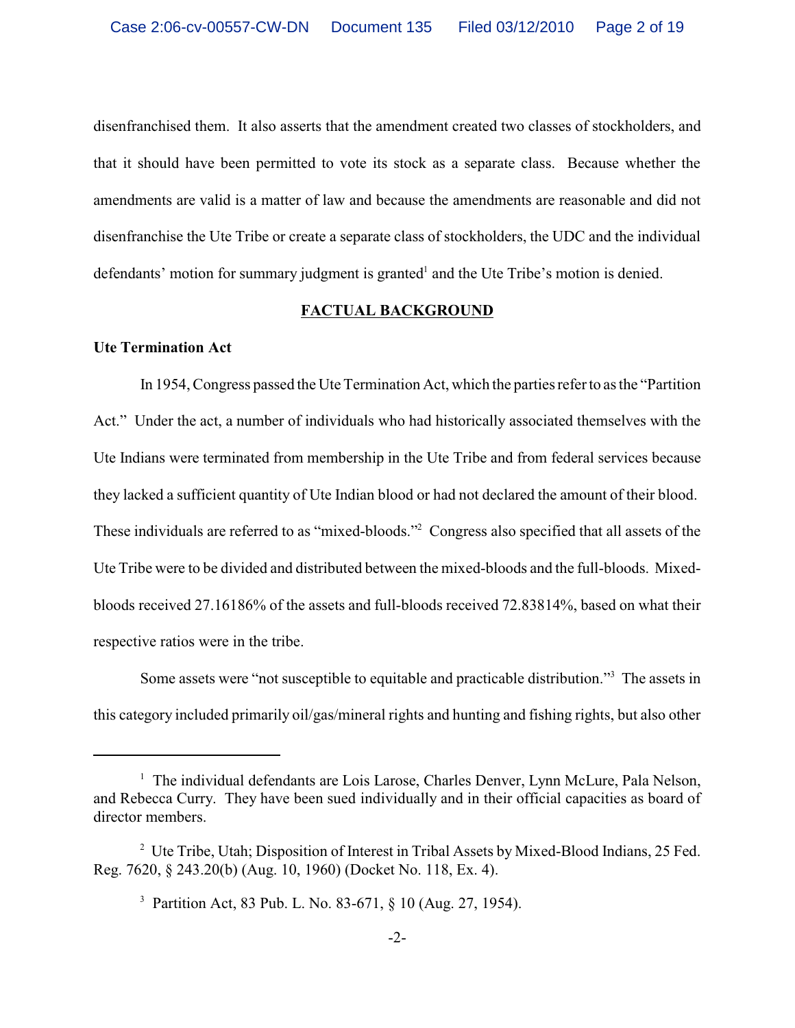disenfranchised them. It also asserts that the amendment created two classes of stockholders, and that it should have been permitted to vote its stock as a separate class. Because whether the amendments are valid is a matter of law and because the amendments are reasonable and did not disenfranchise the Ute Tribe or create a separate class of stockholders, the UDC and the individual defendants' motion for summary judgment is granted[1] and the Ute Tribe's motion is denied.

## FACTUAL BACKGROUND

### Ute Termination Act

In 1954, Congress passed the Ute Termination Act, which the parties refer to as the "Partition Act." Under the act, a number of individuals who had historically associated themselves with the Ute Indians were terminated from membership in the Ute Tribe and from federal services because they lacked a sufficient quantity of Ute Indian blood or had not declared the amount of their blood. These individuals are referred to as "mixed-bloods."[2] Congress also specified that all assets of the Ute Tribe were to be divided and distributed between the mixed-bloods and the full-bloods. Mixed-bloods received 27.16186% of the assets and full-bloods received 72.83814%, based on what their respective ratios were in the tribe.

Some assets were "not susceptible to equitable and practicable distribution."[3] The assets in this category included primarily oil/gas/mineral rights and hunting and fishing rights, but also other

---

[1] The individual defendants are Lois Larose, Charles Denver, Lynn McLure, Pala Nelson, and Rebecca Curry. They have been sued individually and in their official capacities as board of director members.

[2] Ute Tribe, Utah; Disposition of Interest in Tribal Assets by Mixed-Blood Indians, 25 Fed. Reg. 7620, § 243.20(b) (Aug. 10, 1960) (Docket No. 118, Ex. 4).

[3] Partition Act, 83 Pub. L. No. 83-671, § 10 (Aug. 27, 1954).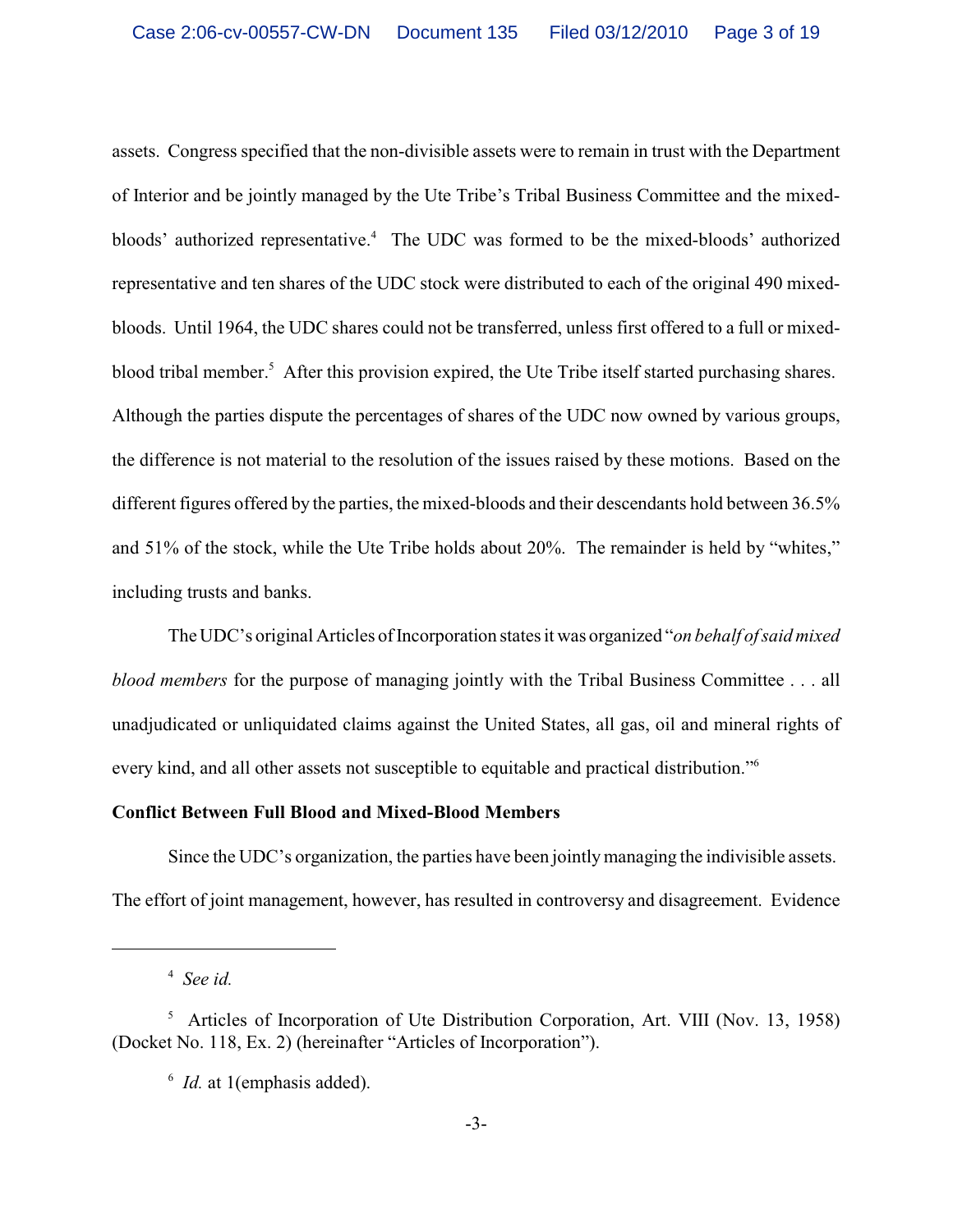assets. Congress specified that the non-divisible assets were to remain in trust with the Department of Interior and be jointly managed by the Ute Tribe's Tribal Business Committee and the mixed-bloods' authorized representative.[4] The UDC was formed to be the mixed-bloods' authorized representative and ten shares of the UDC stock were distributed to each of the original 490 mixed-bloods. Until 1964, the UDC shares could not be transferred, unless first offered to a full or mixed-blood tribal member.[5] After this provision expired, the Ute Tribe itself started purchasing shares. Although the parties dispute the percentages of shares of the UDC now owned by various groups, the difference is not material to the resolution of the issues raised by these motions. Based on the different figures offered by the parties, the mixed-bloods and their descendants hold between 36.5% and 51% of the stock, while the Ute Tribe holds about 20%. The remainder is held by "whites," including trusts and banks.

The UDC's original Articles of Incorporation states it was organized "*on behalf of said mixed blood members* for the purpose of managing jointly with the Tribal Business Committee . . . all unadjudicated or unliquidated claims against the United States, all gas, oil and mineral rights of every kind, and all other assets not susceptible to equitable and practical distribution."[6]

**Conflict Between Full Blood and Mixed-Blood Members**

Since the UDC's organization, the parties have been jointly managing the indivisible assets. The effort of joint management, however, has resulted in controversy and disagreement. Evidence

---

[4] *See id.*

[5] Articles of Incorporation of Ute Distribution Corporation, Art. VIII (Nov. 13, 1958) (Docket No. 118, Ex. 2) (hereinafter "Articles of Incorporation").

[6] *Id.* at 1(emphasis added).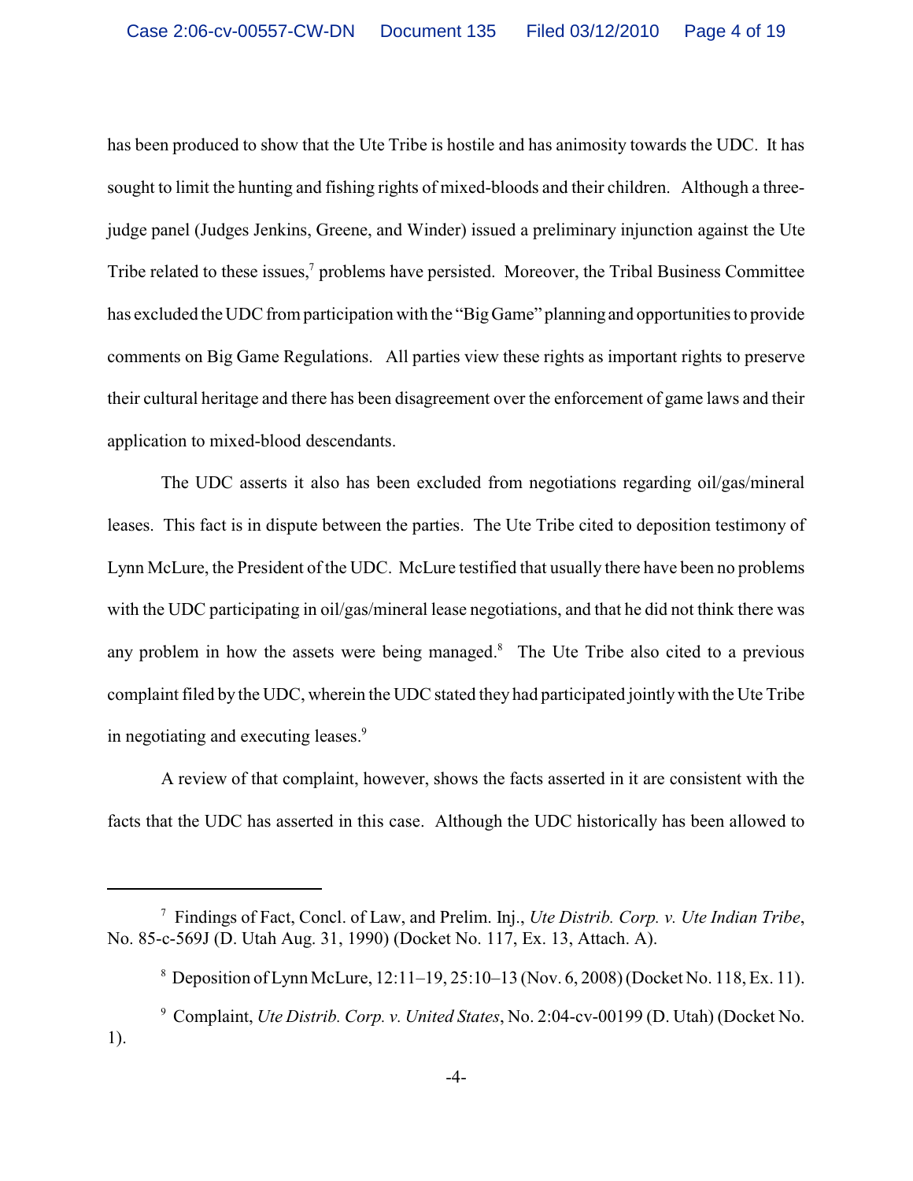has been produced to show that the Ute Tribe is hostile and has animosity towards the UDC. It has sought to limit the hunting and fishing rights of mixed-bloods and their children. Although a three-judge panel (Judges Jenkins, Greene, and Winder) issued a preliminary injunction against the Ute Tribe related to these issues,[7] problems have persisted. Moreover, the Tribal Business Committee has excluded the UDC from participation with the "Big Game" planning and opportunities to provide comments on Big Game Regulations. All parties view these rights as important rights to preserve their cultural heritage and there has been disagreement over the enforcement of game laws and their application to mixed-blood descendants.

The UDC asserts it also has been excluded from negotiations regarding oil/gas/mineral leases. This fact is in dispute between the parties. The Ute Tribe cited to deposition testimony of Lynn McLure, the President of the UDC. McLure testified that usually there have been no problems with the UDC participating in oil/gas/mineral lease negotiations, and that he did not think there was any problem in how the assets were being managed.[8] The Ute Tribe also cited to a previous complaint filed by the UDC, wherein the UDC stated they had participated jointly with the Ute Tribe in negotiating and executing leases.[9]

A review of that complaint, however, shows the facts asserted in it are consistent with the facts that the UDC has asserted in this case. Although the UDC historically has been allowed to

---

[7] Findings of Fact, Concl. of Law, and Prelim. Inj., *Ute Distrib. Corp. v. Ute Indian Tribe*, No. 85-c-569J (D. Utah Aug. 31, 1990) (Docket No. 117, Ex. 13, Attach. A).

[8] Deposition of Lynn McLure, 12:11–19, 25:10–13 (Nov. 6, 2008) (Docket No. 118, Ex. 11).

[9] Complaint, *Ute Distrib. Corp. v. United States*, No. 2:04-cv-00199 (D. Utah) (Docket No. 1).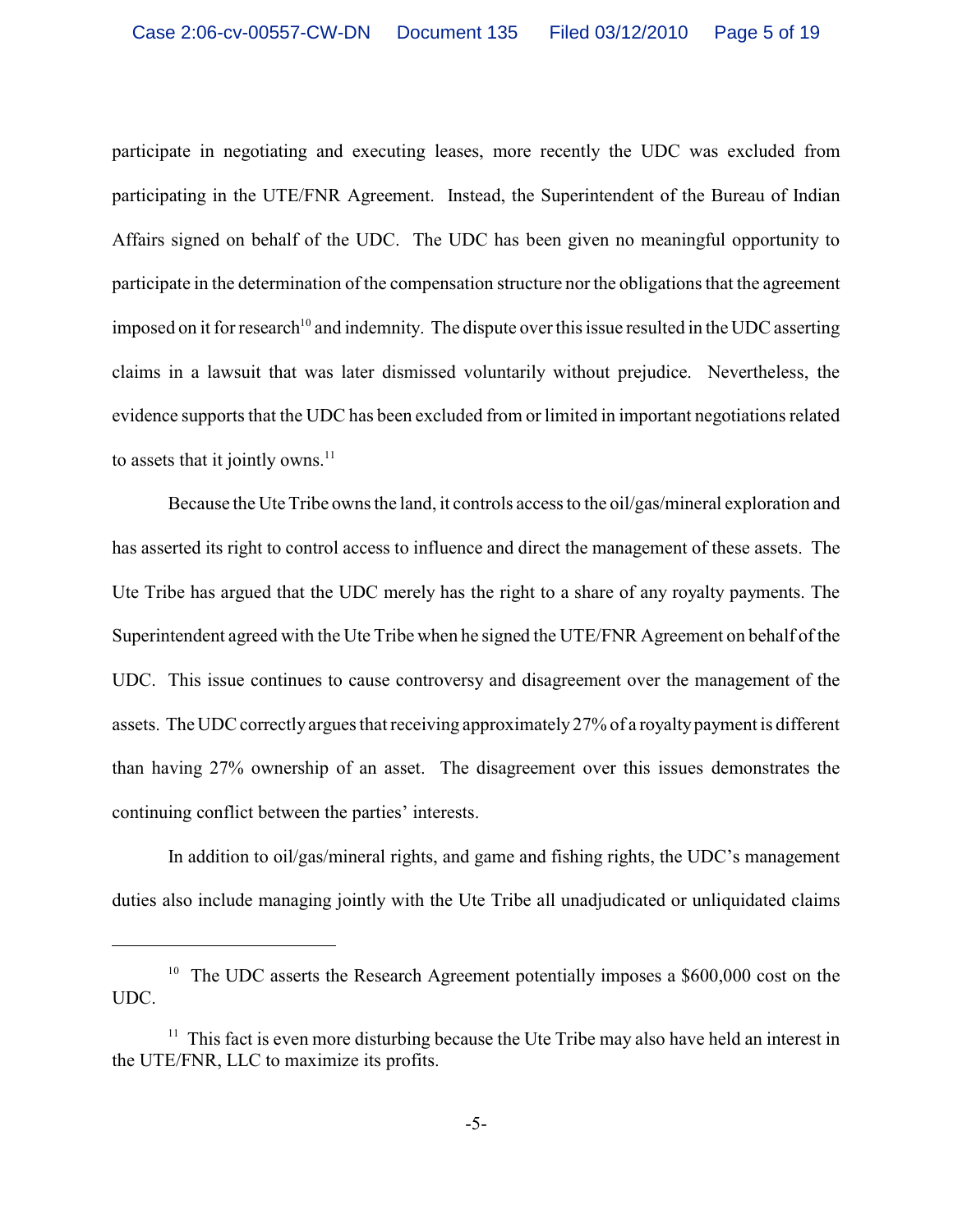participate in negotiating and executing leases, more recently the UDC was excluded from participating in the UTE/FNR Agreement. Instead, the Superintendent of the Bureau of Indian Affairs signed on behalf of the UDC. The UDC has been given no meaningful opportunity to participate in the determination of the compensation structure nor the obligations that the agreement imposed on it for research[10] and indemnity. The dispute over this issue resulted in the UDC asserting claims in a lawsuit that was later dismissed voluntarily without prejudice. Nevertheless, the evidence supports that the UDC has been excluded from or limited in important negotiations related to assets that it jointly owns.[11]

Because the Ute Tribe owns the land, it controls access to the oil/gas/mineral exploration and has asserted its right to control access to influence and direct the management of these assets. The Ute Tribe has argued that the UDC merely has the right to a share of any royalty payments. The Superintendent agreed with the Ute Tribe when he signed the UTE/FNR Agreement on behalf of the UDC. This issue continues to cause controversy and disagreement over the management of the assets. The UDC correctly argues that receiving approximately 27% of a royalty payment is different than having 27% ownership of an asset. The disagreement over this issues demonstrates the continuing conflict between the parties' interests.

In addition to oil/gas/mineral rights, and game and fishing rights, the UDC's management duties also include managing jointly with the Ute Tribe all unadjudicated or unliquidated claims

---

[10] The UDC asserts the Research Agreement potentially imposes a $600,000 cost on the UDC.

[11] This fact is even more disturbing because the Ute Tribe may also have held an interest in the UTE/FNR, LLC to maximize its profits.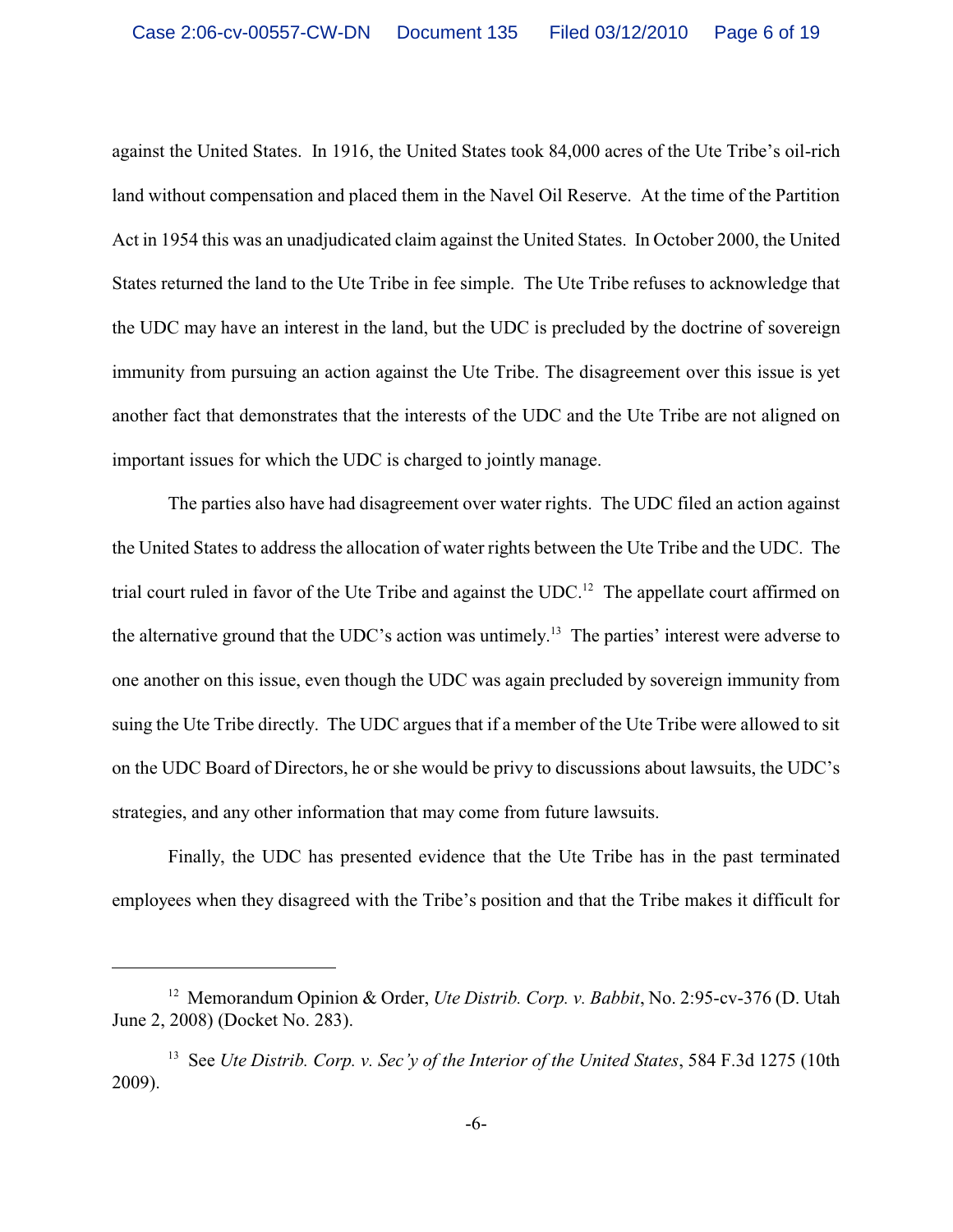against the United States. In 1916, the United States took 84,000 acres of the Ute Tribe's oil-rich land without compensation and placed them in the Navel Oil Reserve. At the time of the Partition Act in 1954 this was an unadjudicated claim against the United States. In October 2000, the United States returned the land to the Ute Tribe in fee simple. The Ute Tribe refuses to acknowledge that the UDC may have an interest in the land, but the UDC is precluded by the doctrine of sovereign immunity from pursuing an action against the Ute Tribe. The disagreement over this issue is yet another fact that demonstrates that the interests of the UDC and the Ute Tribe are not aligned on important issues for which the UDC is charged to jointly manage.

The parties also have had disagreement over water rights. The UDC filed an action against the United States to address the allocation of water rights between the Ute Tribe and the UDC. The trial court ruled in favor of the Ute Tribe and against the UDC.[12] The appellate court affirmed on the alternative ground that the UDC's action was untimely.[13] The parties' interest were adverse to one another on this issue, even though the UDC was again precluded by sovereign immunity from suing the Ute Tribe directly. The UDC argues that if a member of the Ute Tribe were allowed to sit on the UDC Board of Directors, he or she would be privy to discussions about lawsuits, the UDC's strategies, and any other information that may come from future lawsuits.

Finally, the UDC has presented evidence that the Ute Tribe has in the past terminated employees when they disagreed with the Tribe's position and that the Tribe makes it difficult for

---

[12] Memorandum Opinion & Order, *Ute Distrib. Corp. v. Babbit*, No. 2:95-cv-376 (D. Utah June 2, 2008) (Docket No. 283).

[13] See *Ute Distrib. Corp. v. Sec'y of the Interior of the United States*, 584 F.3d 1275 (10th 2009).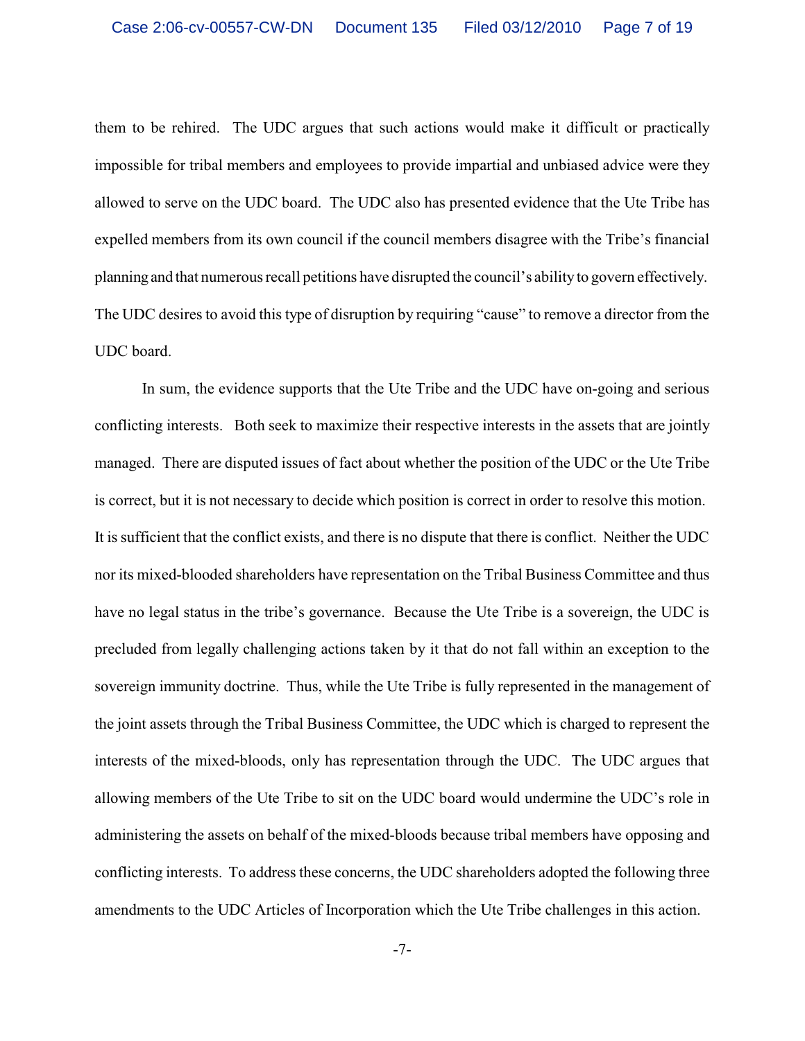them to be rehired. The UDC argues that such actions would make it difficult or practically impossible for tribal members and employees to provide impartial and unbiased advice were they allowed to serve on the UDC board. The UDC also has presented evidence that the Ute Tribe has expelled members from its own council if the council members disagree with the Tribe's financial planning and that numerous recall petitions have disrupted the council's ability to govern effectively. The UDC desires to avoid this type of disruption by requiring "cause" to remove a director from the UDC board.

In sum, the evidence supports that the Ute Tribe and the UDC have on-going and serious conflicting interests. Both seek to maximize their respective interests in the assets that are jointly managed. There are disputed issues of fact about whether the position of the UDC or the Ute Tribe is correct, but it is not necessary to decide which position is correct in order to resolve this motion. It is sufficient that the conflict exists, and there is no dispute that there is conflict. Neither the UDC nor its mixed-blooded shareholders have representation on the Tribal Business Committee and thus have no legal status in the tribe's governance. Because the Ute Tribe is a sovereign, the UDC is precluded from legally challenging actions taken by it that do not fall within an exception to the sovereign immunity doctrine. Thus, while the Ute Tribe is fully represented in the management of the joint assets through the Tribal Business Committee, the UDC which is charged to represent the interests of the mixed-bloods, only has representation through the UDC. The UDC argues that allowing members of the Ute Tribe to sit on the UDC board would undermine the UDC's role in administering the assets on behalf of the mixed-bloods because tribal members have opposing and conflicting interests. To address these concerns, the UDC shareholders adopted the following three amendments to the UDC Articles of Incorporation which the Ute Tribe challenges in this action.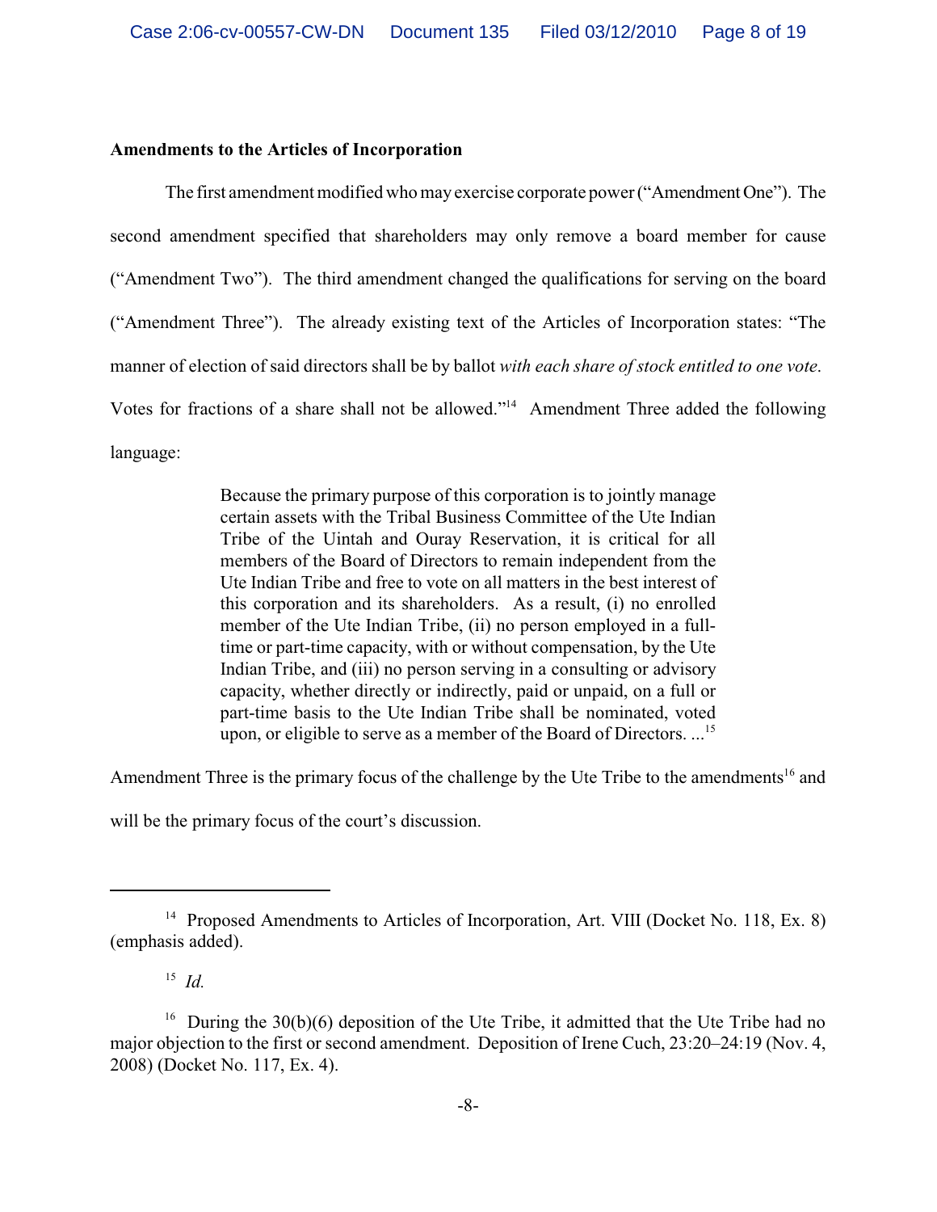**Amendments to the Articles of Incorporation**

The first amendment modified who may exercise corporate power ("Amendment One"). The second amendment specified that shareholders may only remove a board member for cause ("Amendment Two"). The third amendment changed the qualifications for serving on the board ("Amendment Three"). The already existing text of the Articles of Incorporation states: "The manner of election of said directors shall be by ballot *with each share of stock entitled to one vote*. Votes for fractions of a share shall not be allowed."[14] Amendment Three added the following language:

> Because the primary purpose of this corporation is to jointly manage certain assets with the Tribal Business Committee of the Ute Indian Tribe of the Uintah and Ouray Reservation, it is critical for all members of the Board of Directors to remain independent from the Ute Indian Tribe and free to vote on all matters in the best interest of this corporation and its shareholders. As a result, (i) no enrolled member of the Ute Indian Tribe, (ii) no person employed in a full-time or part-time capacity, with or without compensation, by the Ute Indian Tribe, and (iii) no person serving in a consulting or advisory capacity, whether directly or indirectly, paid or unpaid, on a full or part-time basis to the Ute Indian Tribe shall be nominated, voted upon, or eligible to serve as a member of the Board of Directors. ...[15]

Amendment Three is the primary focus of the challenge by the Ute Tribe to the amendments[16] and will be the primary focus of the court's discussion.

---

[14] Proposed Amendments to Articles of Incorporation, Art. VIII (Docket No. 118, Ex. 8) (emphasis added).

[15] *Id.*

[16] During the 30(b)(6) deposition of the Ute Tribe, it admitted that the Ute Tribe had no major objection to the first or second amendment. Deposition of Irene Cuch, 23:20–24:19 (Nov. 4, 2008) (Docket No. 117, Ex. 4).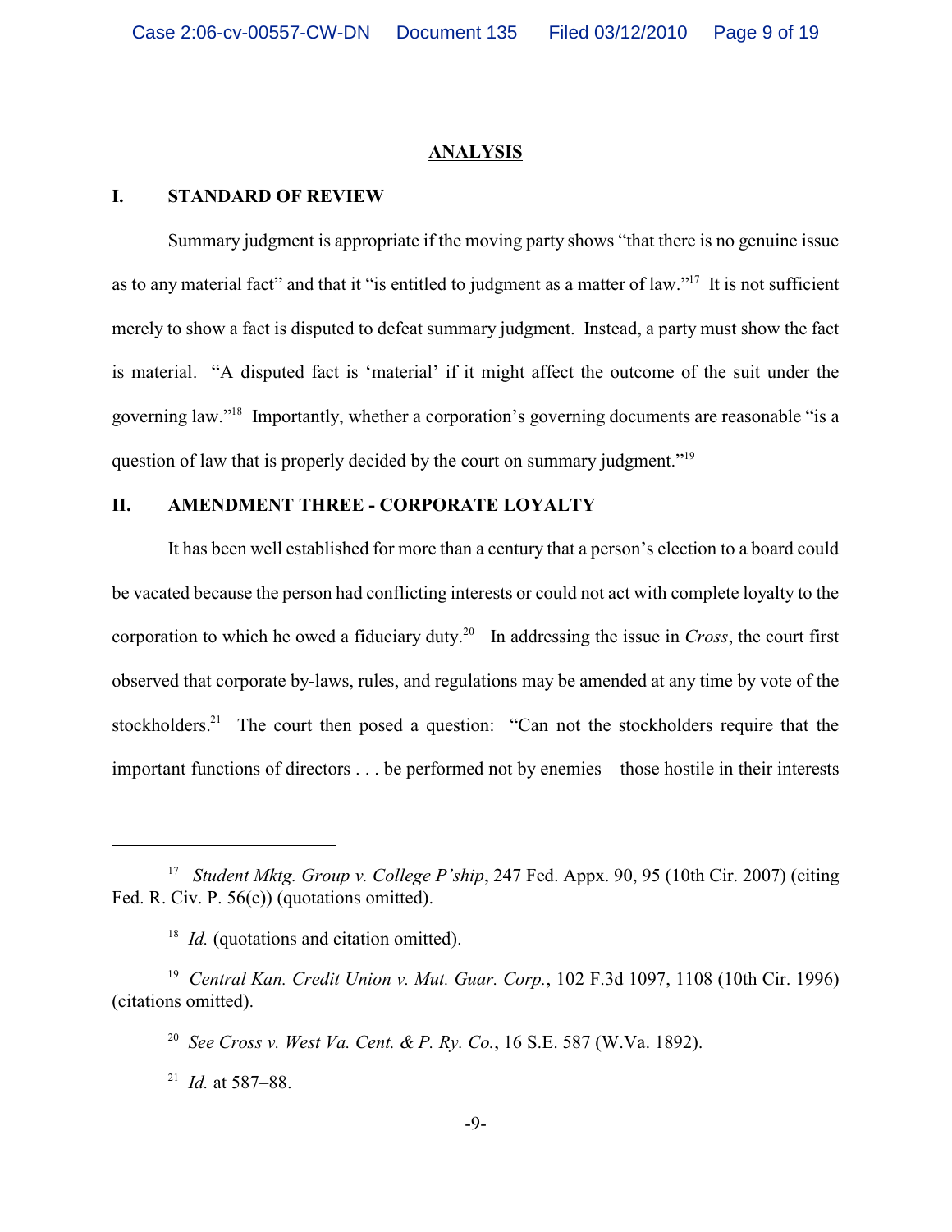## ANALYSIS

### I. STANDARD OF REVIEW

Summary judgment is appropriate if the moving party shows "that there is no genuine issue as to any material fact" and that it "is entitled to judgment as a matter of law."[17] It is not sufficient merely to show a fact is disputed to defeat summary judgment. Instead, a party must show the fact is material. "A disputed fact is 'material' if it might affect the outcome of the suit under the governing law."[18] Importantly, whether a corporation's governing documents are reasonable "is a question of law that is properly decided by the court on summary judgment."[19]

### II. AMENDMENT THREE - CORPORATE LOYALTY

It has been well established for more than a century that a person's election to a board could be vacated because the person had conflicting interests or could not act with complete loyalty to the corporation to which he owed a fiduciary duty.[20] In addressing the issue in *Cross*, the court first observed that corporate by-laws, rules, and regulations may be amended at any time by vote of the stockholders.[21] The court then posed a question: "Can not the stockholders require that the important functions of directors . . . be performed not by enemies—those hostile in their interests

---

[17] *Student Mktg. Group v. College P'ship*, 247 Fed. Appx. 90, 95 (10th Cir. 2007) (citing Fed. R. Civ. P. 56(c)) (quotations omitted).

[18] *Id.* (quotations and citation omitted).

[19] *Central Kan. Credit Union v. Mut. Guar. Corp.*, 102 F.3d 1097, 1108 (10th Cir. 1996) (citations omitted).

[20] *See Cross v. West Va. Cent. & P. Ry. Co.*, 16 S.E. 587 (W.Va. 1892).

[21] *Id.* at 587–88.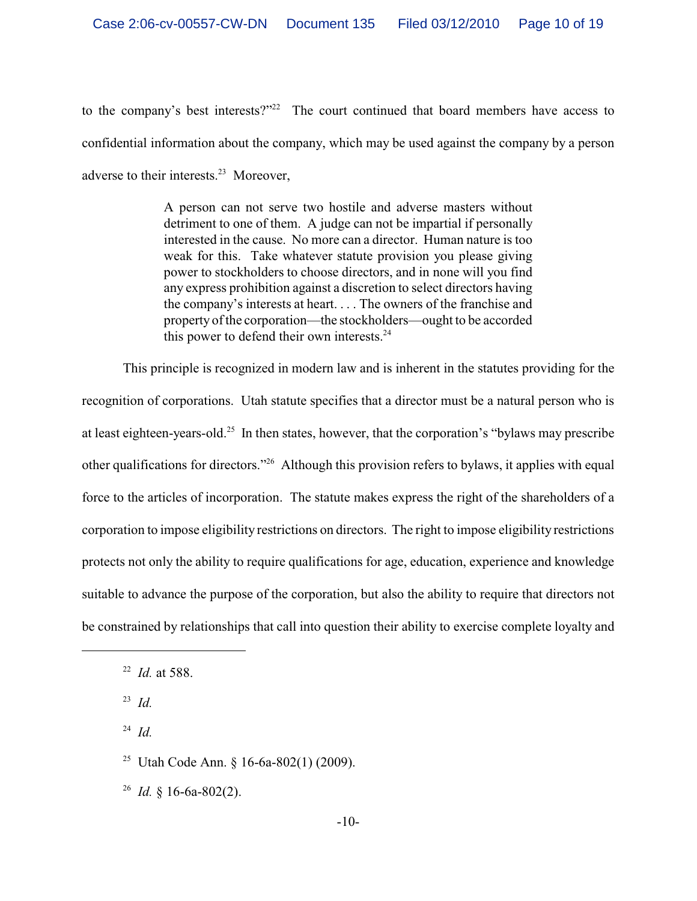to the company's best interests?"[22] The court continued that board members have access to confidential information about the company, which may be used against the company by a person adverse to their interests.[23] Moreover,

> A person can not serve two hostile and adverse masters without detriment to one of them. A judge can not be impartial if personally interested in the cause. No more can a director. Human nature is too weak for this. Take whatever statute provision you please giving power to stockholders to choose directors, and in none will you find any express prohibition against a discretion to select directors having the company's interests at heart. . . . The owners of the franchise and property of the corporation—the stockholders—ought to be accorded this power to defend their own interests.[24]

This principle is recognized in modern law and is inherent in the statutes providing for the recognition of corporations. Utah statute specifies that a director must be a natural person who is at least eighteen-years-old.[25] In then states, however, that the corporation's "bylaws may prescribe other qualifications for directors."[26] Although this provision refers to bylaws, it applies with equal force to the articles of incorporation. The statute makes express the right of the shareholders of a corporation to impose eligibility restrictions on directors. The right to impose eligibility restrictions protects not only the ability to require qualifications for age, education, experience and knowledge suitable to advance the purpose of the corporation, but also the ability to require that directors not be constrained by relationships that call into question their ability to exercise complete loyalty and

---

[22] *Id.* at 588.

[23] *Id.*

[24] *Id.*

[25] Utah Code Ann. § 16-6a-802(1) (2009).

[26] *Id.* § 16-6a-802(2).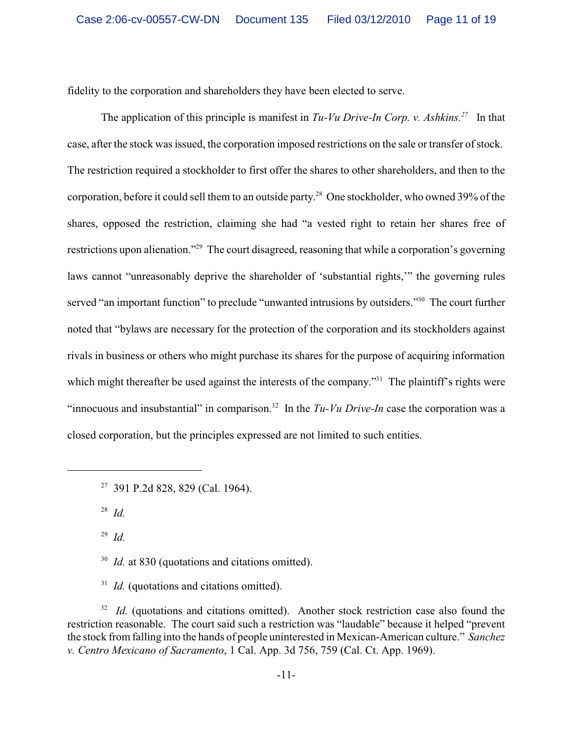fidelity to the corporation and shareholders they have been elected to serve.

The application of this principle is manifest in *Tu-Vu Drive-In Corp. v. Ashkins.*[27] In that case, after the stock was issued, the corporation imposed restrictions on the sale or transfer of stock. The restriction required a stockholder to first offer the shares to other shareholders, and then to the corporation, before it could sell them to an outside party.[28] One stockholder, who owned 39% of the shares, opposed the restriction, claiming she had "a vested right to retain her shares free of restrictions upon alienation."[29] The court disagreed, reasoning that while a corporation's governing laws cannot "unreasonably deprive the shareholder of 'substantial rights,'" the governing rules served "an important function" to preclude "unwanted intrusions by outsiders."[30] The court further noted that "bylaws are necessary for the protection of the corporation and its stockholders against rivals in business or others who might purchase its shares for the purpose of acquiring information which might thereafter be used against the interests of the company."[31] The plaintiff's rights were "innocuous and insubstantial" in comparison.[32] In the *Tu-Vu Drive-In* case the corporation was a closed corporation, but the principles expressed are not limited to such entities.

---

[27] 391 P.2d 828, 829 (Cal. 1964).

[28] *Id.*

[29] *Id.*

[30] *Id.* at 830 (quotations and citations omitted).

[31] *Id.* (quotations and citations omitted).

[32] *Id.* (quotations and citations omitted). Another stock restriction case also found the restriction reasonable. The court said such a restriction was "laudable" because it helped "prevent the stock from falling into the hands of people uninterested in Mexican-American culture." *Sanchez v. Centro Mexicano of Sacramento*, 1 Cal. App. 3d 756, 759 (Cal. Ct. App. 1969).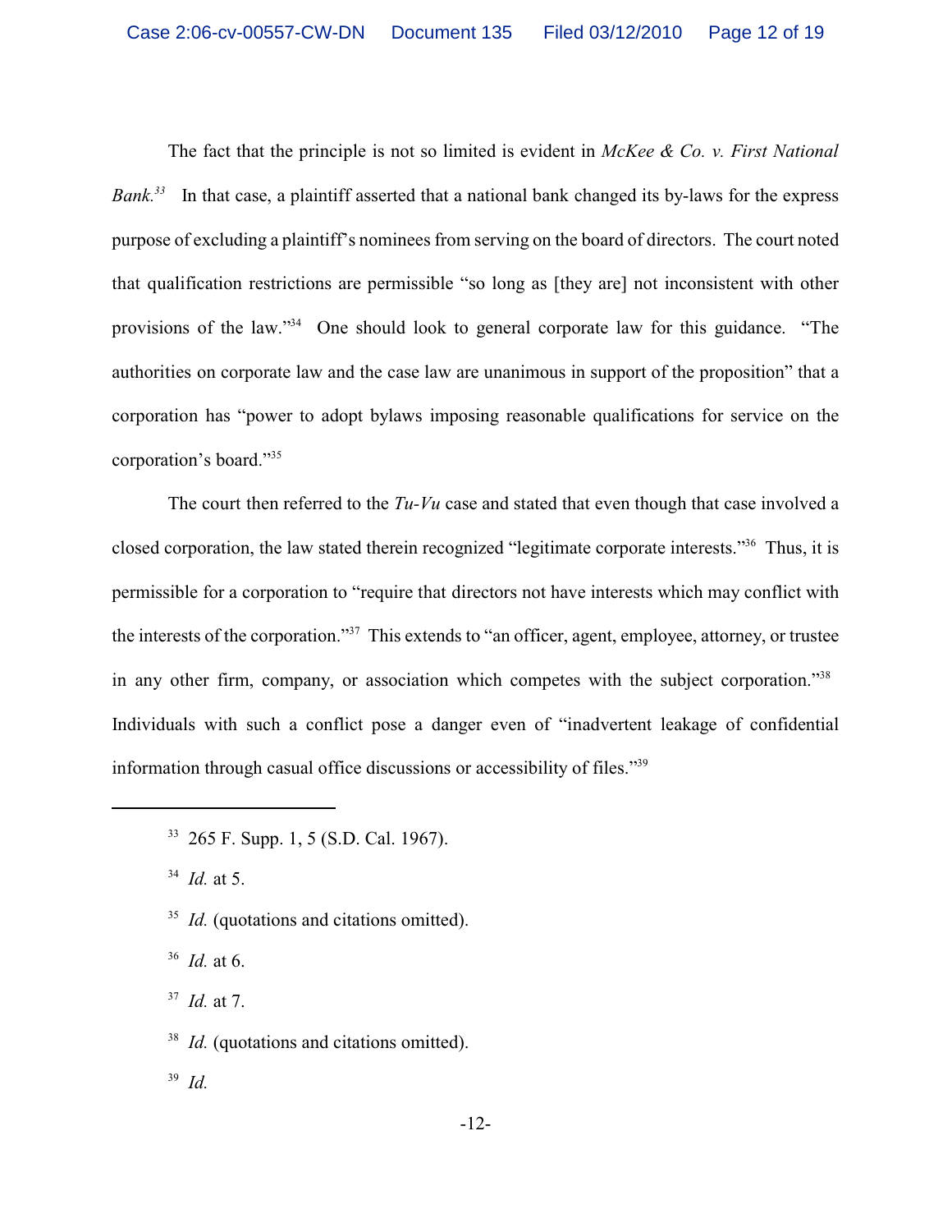The fact that the principle is not so limited is evident in *McKee & Co. v. First National Bank.*[33] In that case, a plaintiff asserted that a national bank changed its by-laws for the express purpose of excluding a plaintiff's nominees from serving on the board of directors. The court noted that qualification restrictions are permissible "so long as [they are] not inconsistent with other provisions of the law."[34] One should look to general corporate law for this guidance. "The authorities on corporate law and the case law are unanimous in support of the proposition" that a corporation has "power to adopt bylaws imposing reasonable qualifications for service on the corporation's board."[35]

The court then referred to the *Tu-Vu* case and stated that even though that case involved a closed corporation, the law stated therein recognized "legitimate corporate interests."[36] Thus, it is permissible for a corporation to "require that directors not have interests which may conflict with the interests of the corporation."[37] This extends to "an officer, agent, employee, attorney, or trustee in any other firm, company, or association which competes with the subject corporation."[38] Individuals with such a conflict pose a danger even of "inadvertent leakage of confidential information through casual office discussions or accessibility of files."[39]

---

[33] 265 F. Supp. 1, 5 (S.D. Cal. 1967).

[34] *Id.* at 5.

[35] *Id.* (quotations and citations omitted).

[36] *Id.* at 6.

[37] *Id.* at 7.

[38] *Id.* (quotations and citations omitted).

[39] *Id.*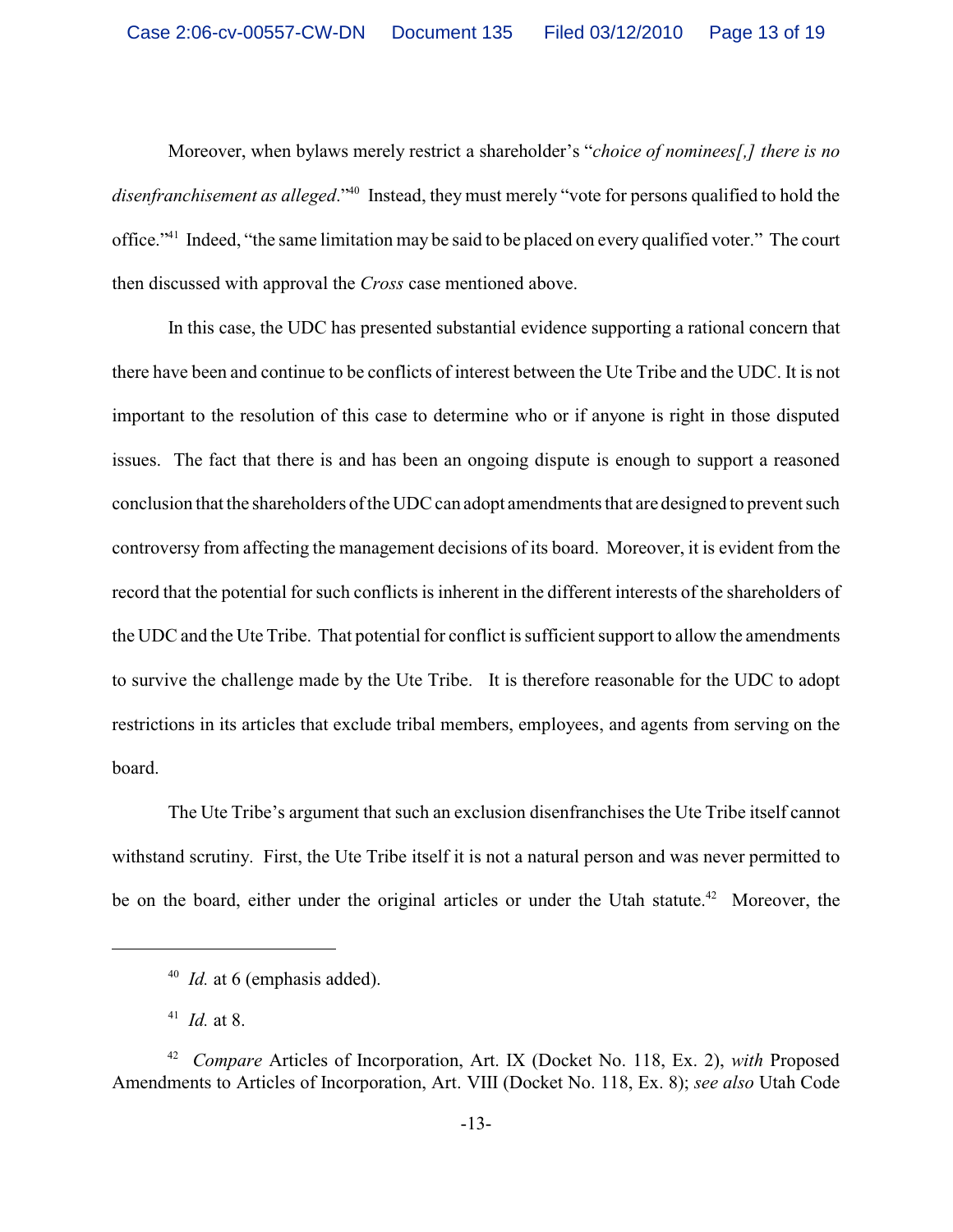Moreover, when bylaws merely restrict a shareholder's "*choice of nominees[,] there is no disenfranchisement as alleged*."[40] Instead, they must merely "vote for persons qualified to hold the office."[41] Indeed, "the same limitation may be said to be placed on every qualified voter." The court then discussed with approval the *Cross* case mentioned above.

In this case, the UDC has presented substantial evidence supporting a rational concern that there have been and continue to be conflicts of interest between the Ute Tribe and the UDC. It is not important to the resolution of this case to determine who or if anyone is right in those disputed issues. The fact that there is and has been an ongoing dispute is enough to support a reasoned conclusion that the shareholders of the UDC can adopt amendments that are designed to prevent such controversy from affecting the management decisions of its board. Moreover, it is evident from the record that the potential for such conflicts is inherent in the different interests of the shareholders of the UDC and the Ute Tribe. That potential for conflict is sufficient support to allow the amendments to survive the challenge made by the Ute Tribe. It is therefore reasonable for the UDC to adopt restrictions in its articles that exclude tribal members, employees, and agents from serving on the board.

The Ute Tribe's argument that such an exclusion disenfranchises the Ute Tribe itself cannot withstand scrutiny. First, the Ute Tribe itself it is not a natural person and was never permitted to be on the board, either under the original articles or under the Utah statute.[42] Moreover, the

---

[40] *Id.* at 6 (emphasis added).

[41] *Id.* at 8.

[42] *Compare* Articles of Incorporation, Art. IX (Docket No. 118, Ex. 2), *with* Proposed Amendments to Articles of Incorporation, Art. VIII (Docket No. 118, Ex. 8); *see also* Utah Code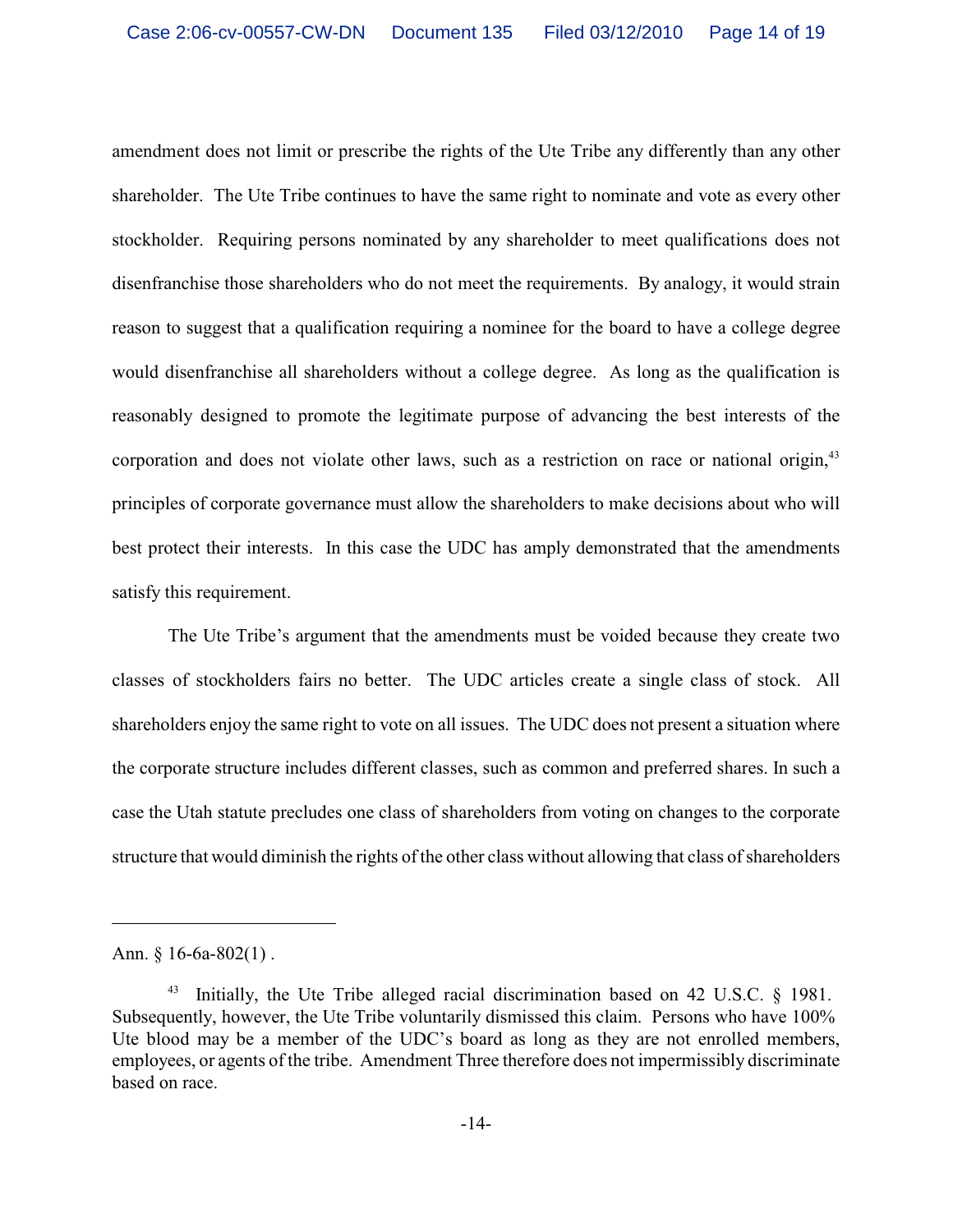amendment does not limit or prescribe the rights of the Ute Tribe any differently than any other shareholder. The Ute Tribe continues to have the same right to nominate and vote as every other stockholder. Requiring persons nominated by any shareholder to meet qualifications does not disenfranchise those shareholders who do not meet the requirements. By analogy, it would strain reason to suggest that a qualification requiring a nominee for the board to have a college degree would disenfranchise all shareholders without a college degree. As long as the qualification is reasonably designed to promote the legitimate purpose of advancing the best interests of the corporation and does not violate other laws, such as a restriction on race or national origin,[43] principles of corporate governance must allow the shareholders to make decisions about who will best protect their interests. In this case the UDC has amply demonstrated that the amendments satisfy this requirement.

The Ute Tribe's argument that the amendments must be voided because they create two classes of stockholders fairs no better. The UDC articles create a single class of stock. All shareholders enjoy the same right to vote on all issues. The UDC does not present a situation where the corporate structure includes different classes, such as common and preferred shares. In such a case the Utah statute precludes one class of shareholders from voting on changes to the corporate structure that would diminish the rights of the other class without allowing that class of shareholders

---

Ann. § 16-6a-802(1) .

[43] Initially, the Ute Tribe alleged racial discrimination based on 42 U.S.C. § 1981. Subsequently, however, the Ute Tribe voluntarily dismissed this claim. Persons who have 100% Ute blood may be a member of the UDC's board as long as they are not enrolled members, employees, or agents of the tribe. Amendment Three therefore does not impermissibly discriminate based on race.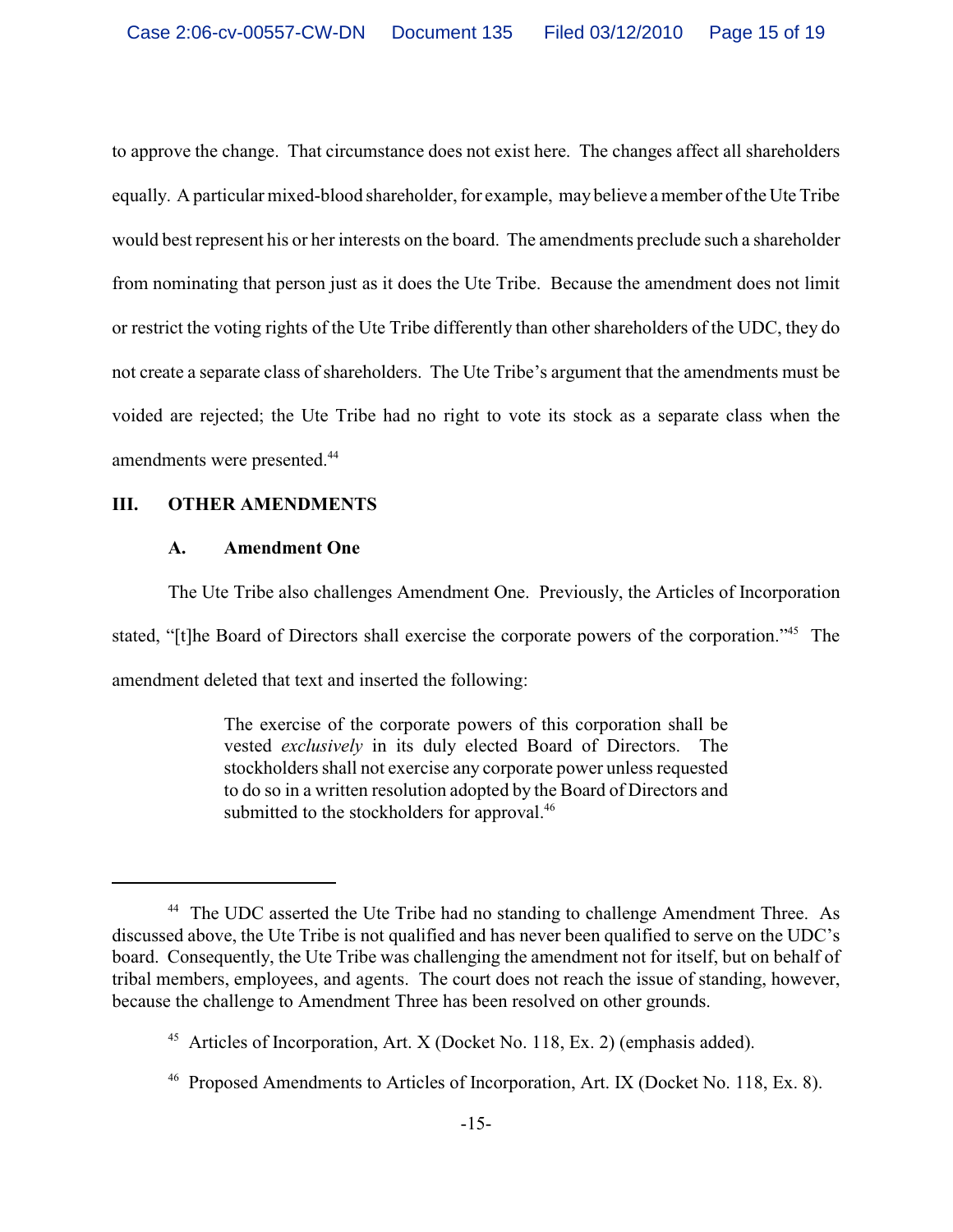to approve the change. That circumstance does not exist here. The changes affect all shareholders equally. A particular mixed-blood shareholder, for example, may believe a member of the Ute Tribe would best represent his or her interests on the board. The amendments preclude such a shareholder from nominating that person just as it does the Ute Tribe. Because the amendment does not limit or restrict the voting rights of the Ute Tribe differently than other shareholders of the UDC, they do not create a separate class of shareholders. The Ute Tribe's argument that the amendments must be voided are rejected; the Ute Tribe had no right to vote its stock as a separate class when the amendments were presented.[44]

## III. OTHER AMENDMENTS

### A. Amendment One

The Ute Tribe also challenges Amendment One. Previously, the Articles of Incorporation stated, "[t]he Board of Directors shall exercise the corporate powers of the corporation."[45] The amendment deleted that text and inserted the following:

> The exercise of the corporate powers of this corporation shall be vested *exclusively* in its duly elected Board of Directors. The stockholders shall not exercise any corporate power unless requested to do so in a written resolution adopted by the Board of Directors and submitted to the stockholders for approval.[46]

---

[44] The UDC asserted the Ute Tribe had no standing to challenge Amendment Three. As discussed above, the Ute Tribe is not qualified and has never been qualified to serve on the UDC's board. Consequently, the Ute Tribe was challenging the amendment not for itself, but on behalf of tribal members, employees, and agents. The court does not reach the issue of standing, however, because the challenge to Amendment Three has been resolved on other grounds.

[45] Articles of Incorporation, Art. X (Docket No. 118, Ex. 2) (emphasis added).

[46] Proposed Amendments to Articles of Incorporation, Art. IX (Docket No. 118, Ex. 8).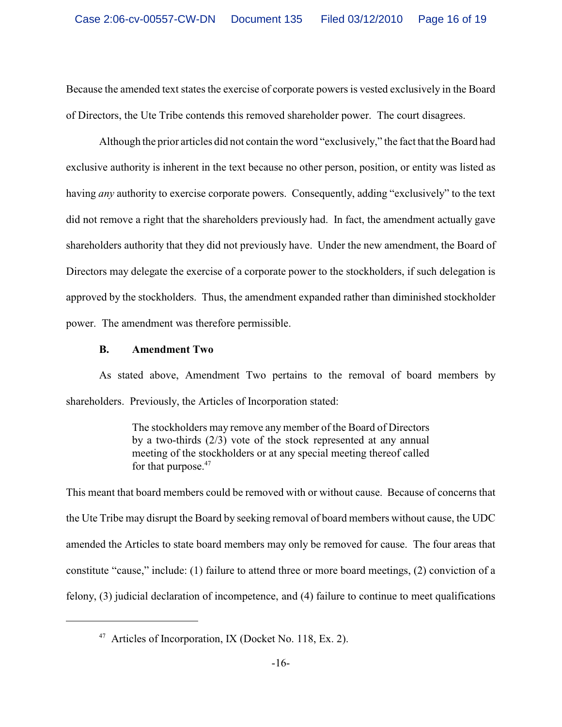Because the amended text states the exercise of corporate powers is vested exclusively in the Board of Directors, the Ute Tribe contends this removed shareholder power. The court disagrees.

Although the prior articles did not contain the word "exclusively," the fact that the Board had exclusive authority is inherent in the text because no other person, position, or entity was listed as having *any* authority to exercise corporate powers. Consequently, adding "exclusively" to the text did not remove a right that the shareholders previously had. In fact, the amendment actually gave shareholders authority that they did not previously have. Under the new amendment, the Board of Directors may delegate the exercise of a corporate power to the stockholders, if such delegation is approved by the stockholders. Thus, the amendment expanded rather than diminished stockholder power. The amendment was therefore permissible.

### B. Amendment Two

As stated above, Amendment Two pertains to the removal of board members by shareholders. Previously, the Articles of Incorporation stated:

> The stockholders may remove any member of the Board of Directors by a two-thirds (2/3) vote of the stock represented at any annual meeting of the stockholders or at any special meeting thereof called for that purpose.[47]

This meant that board members could be removed with or without cause. Because of concerns that the Ute Tribe may disrupt the Board by seeking removal of board members without cause, the UDC amended the Articles to state board members may only be removed for cause. The four areas that constitute "cause," include: (1) failure to attend three or more board meetings, (2) conviction of a felony, (3) judicial declaration of incompetence, and (4) failure to continue to meet qualifications

---

[47] Articles of Incorporation, IX (Docket No. 118, Ex. 2).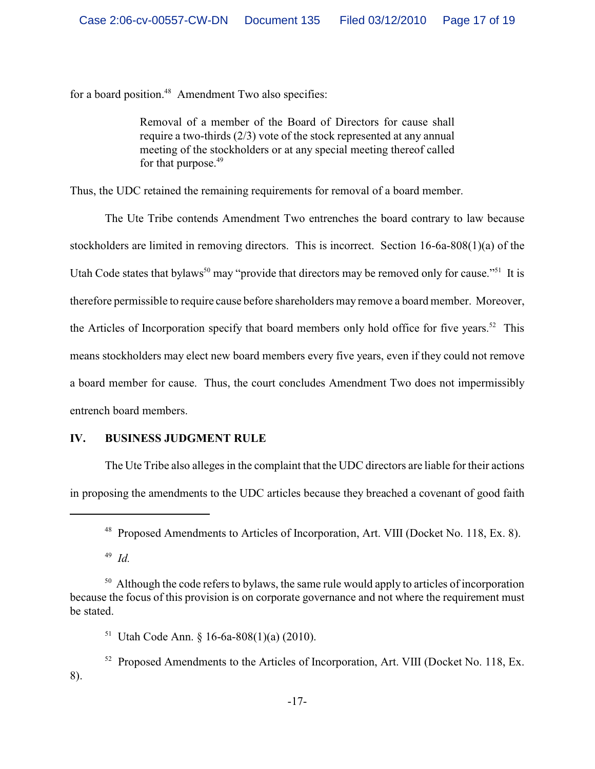for a board position.[48] Amendment Two also specifies:

> Removal of a member of the Board of Directors for cause shall require a two-thirds (2/3) vote of the stock represented at any annual meeting of the stockholders or at any special meeting thereof called for that purpose.[49]

Thus, the UDC retained the remaining requirements for removal of a board member.

The Ute Tribe contends Amendment Two entrenches the board contrary to law because stockholders are limited in removing directors. This is incorrect. Section 16-6a-808(1)(a) of the Utah Code states that bylaws[50] may "provide that directors may be removed only for cause."[51] It is therefore permissible to require cause before shareholders may remove a board member. Moreover, the Articles of Incorporation specify that board members only hold office for five years.[52] This means stockholders may elect new board members every five years, even if they could not remove a board member for cause. Thus, the court concludes Amendment Two does not impermissibly entrench board members.

## IV. BUSINESS JUDGMENT RULE

The Ute Tribe also alleges in the complaint that the UDC directors are liable for their actions in proposing the amendments to the UDC articles because they breached a covenant of good faith

---

[48] Proposed Amendments to Articles of Incorporation, Art. VIII (Docket No. 118, Ex. 8).

[49] *Id.*

[50] Although the code refers to bylaws, the same rule would apply to articles of incorporation because the focus of this provision is on corporate governance and not where the requirement must be stated.

[51] Utah Code Ann. § 16-6a-808(1)(a) (2010).

[52] Proposed Amendments to the Articles of Incorporation, Art. VIII (Docket No. 118, Ex. 8).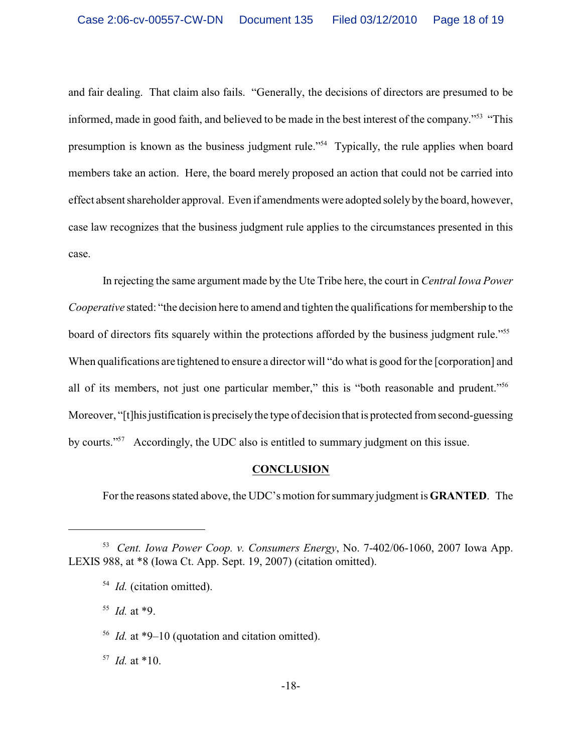and fair dealing. That claim also fails. "Generally, the decisions of directors are presumed to be informed, made in good faith, and believed to be made in the best interest of the company."[53] "This presumption is known as the business judgment rule."[54] Typically, the rule applies when board members take an action. Here, the board merely proposed an action that could not be carried into effect absent shareholder approval. Even if amendments were adopted solely by the board, however, case law recognizes that the business judgment rule applies to the circumstances presented in this case.

In rejecting the same argument made by the Ute Tribe here, the court in *Central Iowa Power Cooperative* stated: "the decision here to amend and tighten the qualifications for membership to the board of directors fits squarely within the protections afforded by the business judgment rule."[55] When qualifications are tightened to ensure a director will "do what is good for the [corporation] and all of its members, not just one particular member," this is "both reasonable and prudent."[56] Moreover, "[t]his justification is precisely the type of decision that is protected from second-guessing by courts."[57] Accordingly, the UDC also is entitled to summary judgment on this issue.

## CONCLUSION

For the reasons stated above, the UDC's motion for summary judgment is **GRANTED**. The

---

[53] *Cent. Iowa Power Coop. v. Consumers Energy*, No. 7-402/06-1060, 2007 Iowa App. LEXIS 988, at *8 (Iowa Ct. App. Sept. 19, 2007) (citation omitted).

[54] *Id.* (citation omitted).

[55] *Id.* at *9.

[56] *Id.* at *9–10 (quotation and citation omitted).

[57] *Id.* at *10.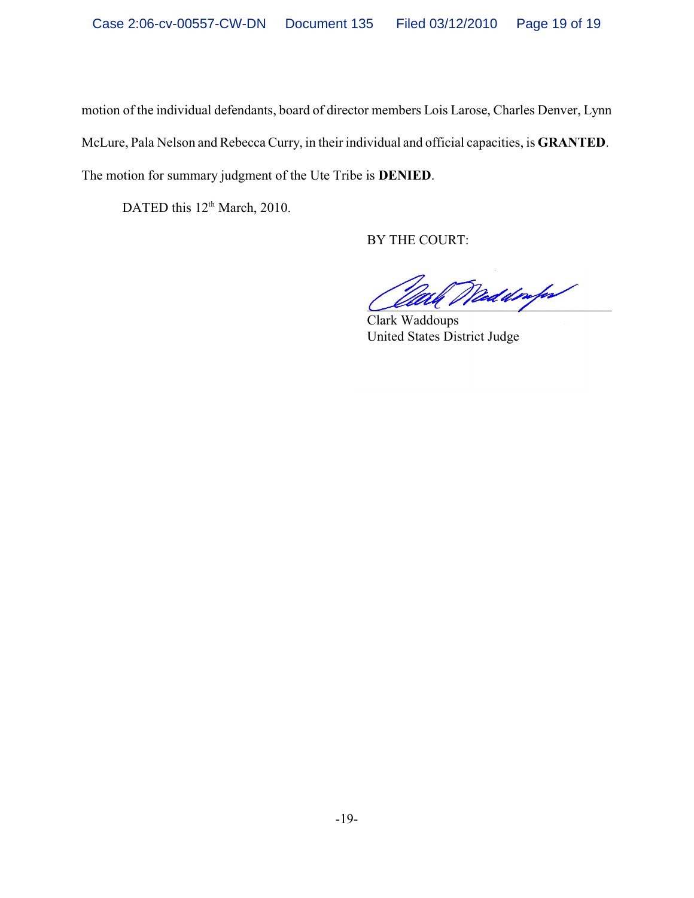motion of the individual defendants, board of director members Lois Larose, Charles Denver, Lynn McLure, Pala Nelson and Rebecca Curry, in their individual and official capacities, is **GRANTED**. The motion for summary judgment of the Ute Tribe is **DENIED**.

DATED this 12th March, 2010.

BY THE COURT:

Clark Waddoups
United States District Judge